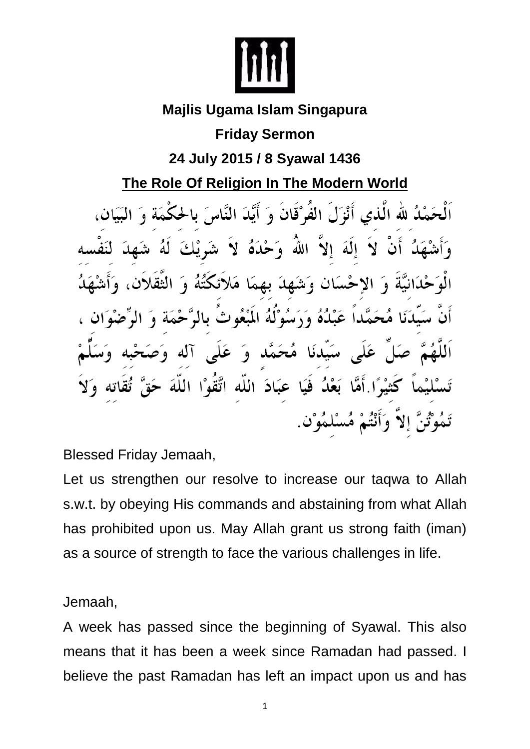**Majlis Ugama Islam Singapura**

**Friday Sermon**

**24 July 2015 / 8 Syawal 1436**

**The Role Of Religion In The Modern World**

اَلْحَمْدُ لله الَّذي أَنْزَلَ الفُرْقَانَ وَ أَيَّدَ النَّاسَ بالحِكْمَة وَ البَيَان، وَأَشْهَدُ أَنْ لاَ إِلَهَ إِلاَّ اللهُ وَحْدَهُ لاَ شَرِيْكَ لَهُ شَهِدَ لنَفْسه الْوَحْدَانيَّةَ وَ الإِحْسَان وَشَهِدَ بهِمَا مَلاَئكَتُهُ وَ الثَّقَلاَن، وَأَشْهَدُ أَنَّ سَيِّدَنَا مُحَمَّداً عَبْدُهُ وَرَسُوْلُهُ المَبْعُوثُ بالرَّحْمَة وَ الرِّضْوَان ، اَللَّهُمَّ صَلِّ عَلَى سَيِّدنَا مُحَمَّد وَ عَلَى آله وَصَحْبه وَسَلِّمْ تَسْلِيْماً كَثيْرًا.أَمَّا بَعْدُ فَيَا عِبَادَ اللّه اتَّقُوْا اللّهَ حَقَّ تُقَاته وَلاَ تَمُوْتُنَّ إِلاَّ وَأَنْتُمْ مُسْلمُوْن.

Blessed Friday Jemaah,

Let us strengthen our resolve to increase our taqwa to Allah s.w.t. by obeying His commands and abstaining from what Allah has prohibited upon us. May Allah grant us strong faith (iman) as a source of strength to face the various challenges in life.

Jemaah,

A week has passed since the beginning of Syawal. This also means that it has been a week since Ramadan had passed. I believe the past Ramadan has left an impact upon us and has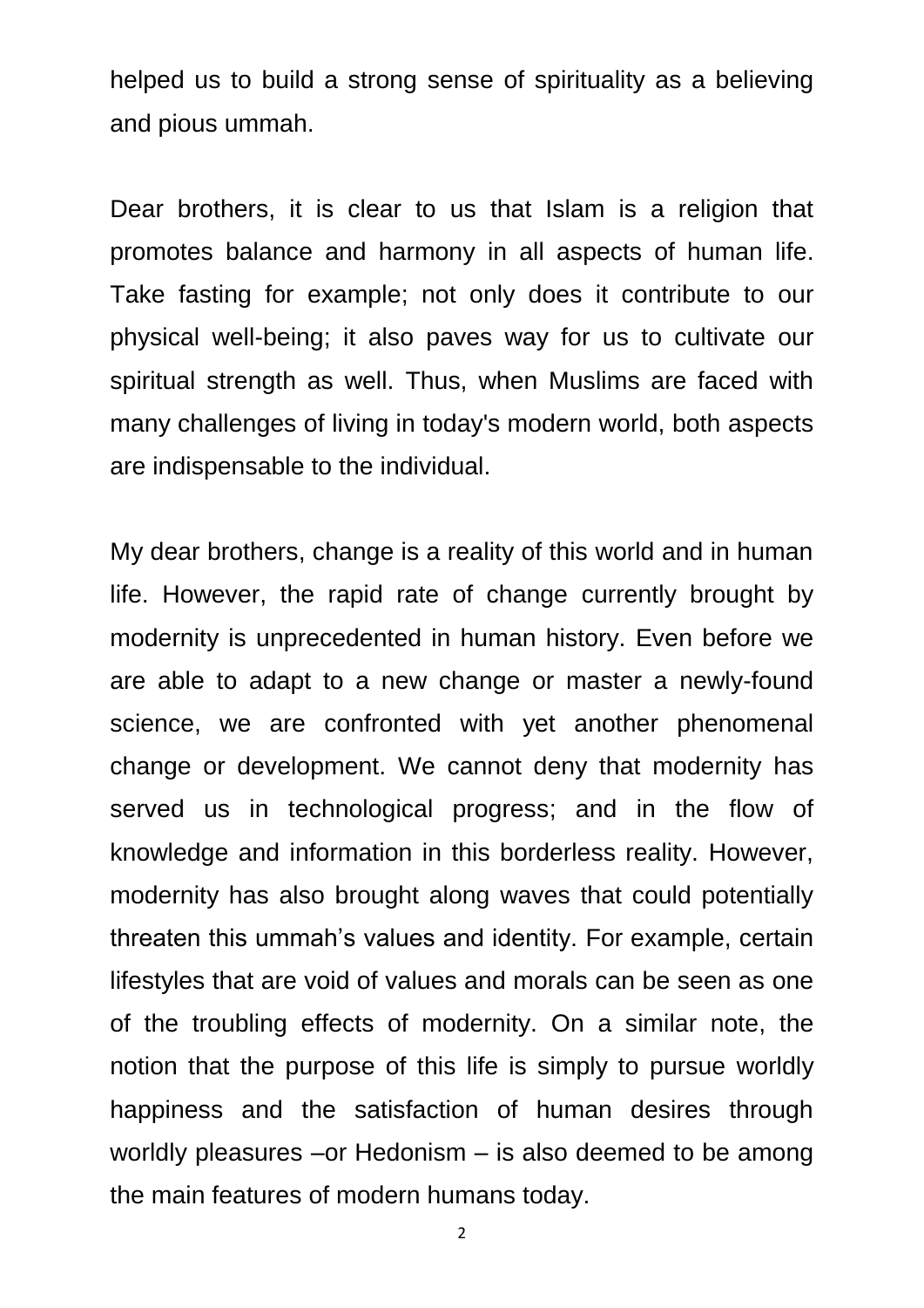helped us to build a strong sense of spirituality as a believing and pious ummah.

Dear brothers, it is clear to us that Islam is a religion that promotes balance and harmony in all aspects of human life. Take fasting for example; not only does it contribute to our physical well-being; it also paves way for us to cultivate our spiritual strength as well. Thus, when Muslims are faced with many challenges of living in today's modern world, both aspects are indispensable to the individual.

My dear brothers, change is a reality of this world and in human life. However, the rapid rate of change currently brought by modernity is unprecedented in human history. Even before we are able to adapt to a new change or master a newly-found science, we are confronted with yet another phenomenal change or development. We cannot deny that modernity has served us in technological progress; and in the flow of knowledge and information in this borderless reality. However, modernity has also brought along waves that could potentially threaten this ummah's values and identity. For example, certain lifestyles that are void of values and morals can be seen as one of the troubling effects of modernity. On a similar note, the notion that the purpose of this life is simply to pursue worldly happiness and the satisfaction of human desires through worldly pleasures –or Hedonism – is also deemed to be among the main features of modern humans today.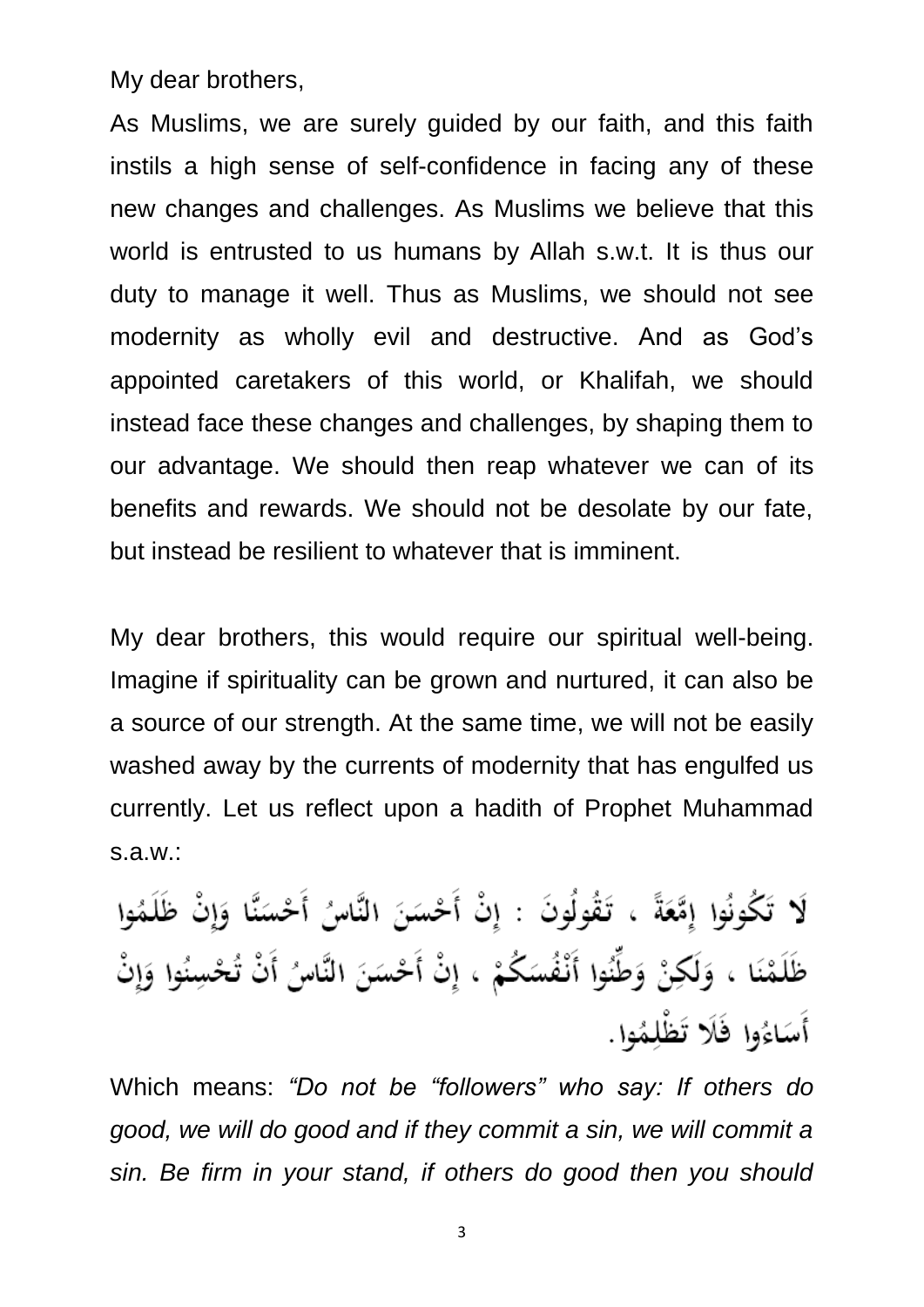My dear brothers,

As Muslims, we are surely guided by our faith, and this faith instils a high sense of self-confidence in facing any of these new changes and challenges. As Muslims we believe that this world is entrusted to us humans by Allah s.w.t. It is thus our duty to manage it well. Thus as Muslims, we should not see modernity as wholly evil and destructive. And as God's appointed caretakers of this world, or Khalifah, we should instead face these changes and challenges, by shaping them to our advantage. We should then reap whatever we can of its benefits and rewards. We should not be desolate by our fate, but instead be resilient to whatever that is imminent.

My dear brothers, this would require our spiritual well-being. Imagine if spirituality can be grown and nurtured, it can also be a source of our strength. At the same time, we will not be easily washed away by the currents of modernity that has engulfed us currently. Let us reflect upon a hadith of Prophet Muhammad s.a.w.:

لَا تَكُونُوا إِمَّعَةً ، تَقُولُونَ : إِنْ أَحْسَنَ النَّاسُ أَحْسَنَّا وَإِنْ ظَلَمُوا ظَلَمْنَا ، وَلَكِنْ وَطِّنُوا أَنْفُسَكُمْ ، إِنْ أَحْسَنَ النَّاسُ أَنْ تُحْسِنُوا وَإِنْ أَسَاءُوا فَلَا تَظْلِمُوا.

Which means: *"Do not be "followers" who say: If others do good, we will do good and if they commit a sin, we will commit a sin. Be firm in your stand, if others do good then you should*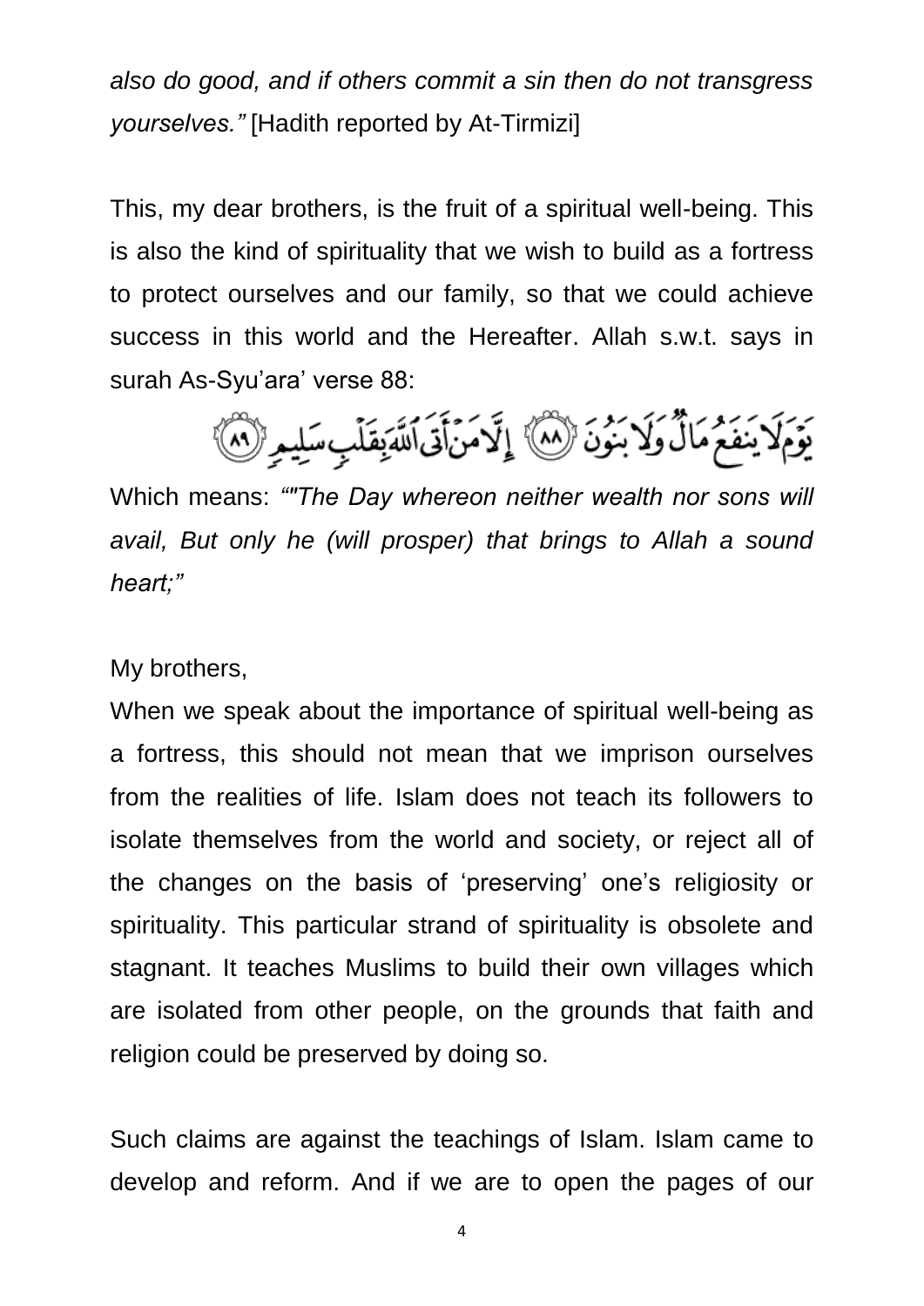*also do good, and if others commit a sin then do not transgress yourselves."* [Hadith reported by At-Tirmizi]

This, my dear brothers, is the fruit of a spiritual well-being. This is also the kind of spirituality that we wish to build as a fortress to protect ourselves and our family, so that we could achieve success in this world and the Hereafter. Allah s.w.t. says in surah As-Syu'ara' verse 88:

يَوْمَ لَا يَنفَعُ مَالٌ وَلَا بَنُونَ ﴿٨٨﴾ إِلَّا مَنْ أَتَى ٱللَّهَ بِقَلْبٍ سَلِيمٍ ﴿٨٩﴾

Which means: *""The Day whereon neither wealth nor sons will avail, But only he (will prosper) that brings to Allah a sound heart;"*

My brothers,

When we speak about the importance of spiritual well-being as a fortress, this should not mean that we imprison ourselves from the realities of life. Islam does not teach its followers to isolate themselves from the world and society, or reject all of the changes on the basis of 'preserving' one's religiosity or spirituality. This particular strand of spirituality is obsolete and stagnant. It teaches Muslims to build their own villages which are isolated from other people, on the grounds that faith and religion could be preserved by doing so.

Such claims are against the teachings of Islam. Islam came to develop and reform. And if we are to open the pages of our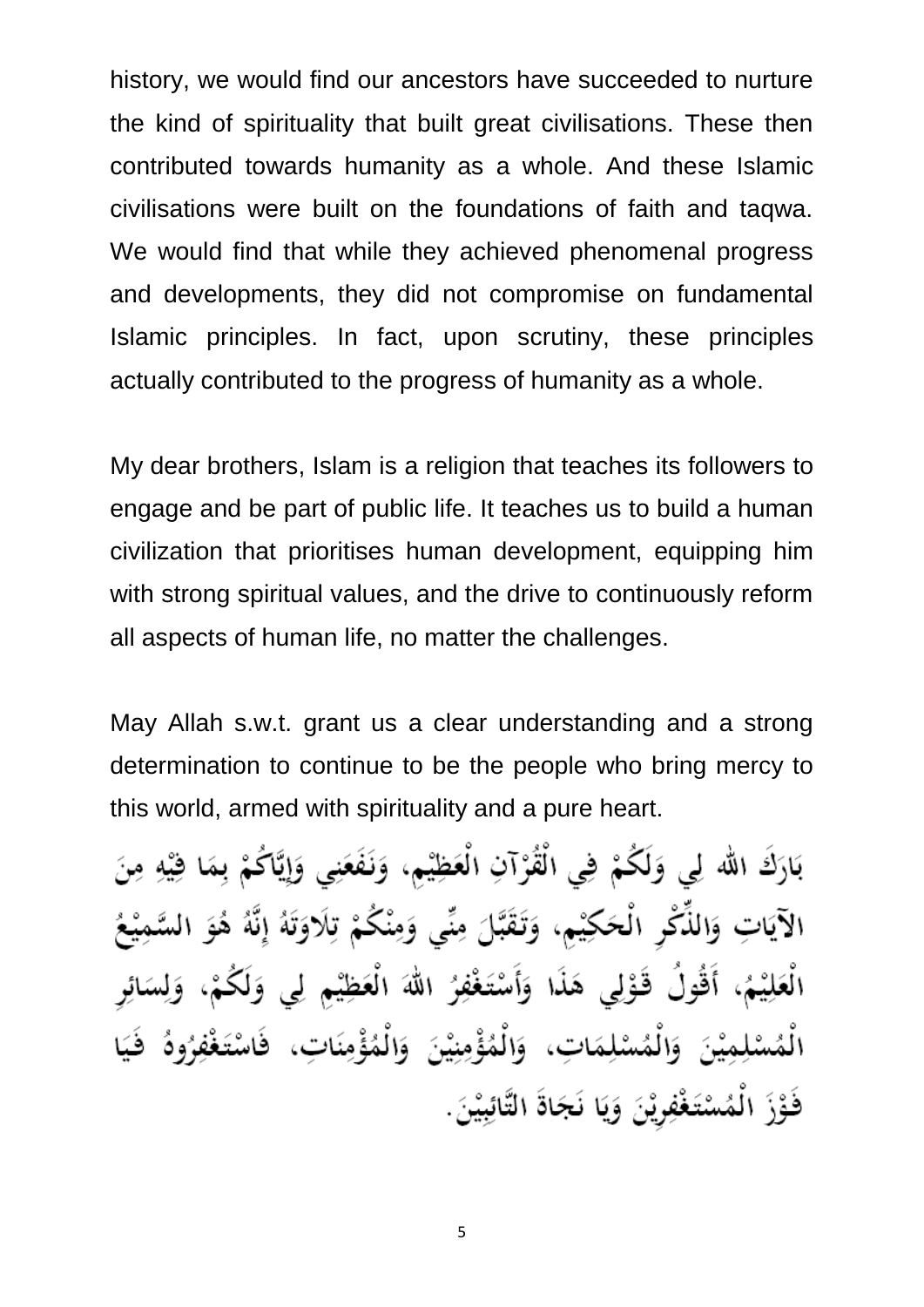history, we would find our ancestors have succeeded to nurture the kind of spirituality that built great civilisations. These then contributed towards humanity as a whole. And these Islamic civilisations were built on the foundations of faith and taqwa. We would find that while they achieved phenomenal progress and developments, they did not compromise on fundamental Islamic principles. In fact, upon scrutiny, these principles actually contributed to the progress of humanity as a whole.

My dear brothers, Islam is a religion that teaches its followers to engage and be part of public life. It teaches us to build a human civilization that prioritises human development, equipping him with strong spiritual values, and the drive to continuously reform all aspects of human life, no matter the challenges.

May Allah s.w.t. grant us a clear understanding and a strong determination to continue to be the people who bring mercy to this world, armed with spirituality and a pure heart.

بَارَكَ اللهُ لِي وَلَكُمْ فِي الْقُرْآنِ الْعَظِيْمِ، وَنَفَعَنِي وَإِيَّاكُمْ بِمَا فِيْهِ مِنَ الآيَاتِ وَالذِّكْرِ الْحَكِيْمِ، وَتَقَبَّلَ مِنِّي وَمِنْكُمْ تِلَاوَتَهُ إِنَّهُ هُوَ السَّمِيْعُ الْعَلِيْمُ، أَقُوْلُ قَوْلِي هَذَا وَأَسْتَغْفِرُ اللهَ الْعَظِيْمَ لِي وَلَكُمْ، وَلِسَائِرِ الْمُسْلِمِيْنَ وَالْمُسْلِمَاتِ، وَالْمُؤْمِنِيْنَ وَالْمُؤْمِنَاتِ، فَاسْتَغْفِرُوهُ فَيَا فَوْزَ الْمُسْتَغْفِرِيْنَ وَيَا نَجَاةَ التَّائِبِيْنَ.